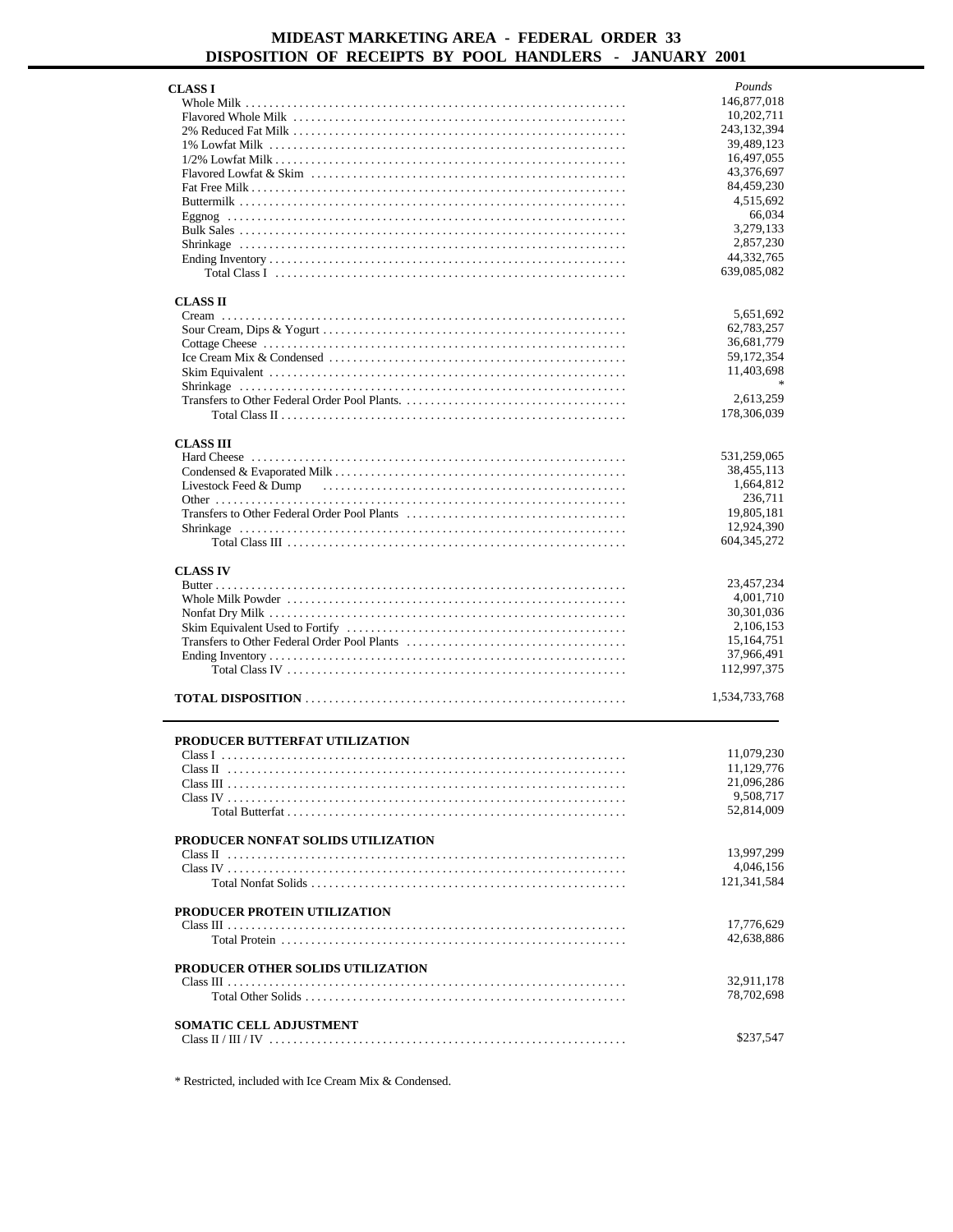# MIDEAST MARKETING AREA - FEDERAL ORDER 33
## DISPOSITION OF RECEIPTS BY POOL HANDLERS - JANUARY 2001

| | *Pounds* |
|---|---|
| **CLASS I** | |
| Whole Milk | 146,877,018 |
| Flavored Whole Milk | 10,202,711 |
| 2% Reduced Fat Milk | 243,132,394 |
| 1% Lowfat Milk | 39,489,123 |
| 1/2% Lowfat Milk | 16,497,055 |
| Flavored Lowfat & Skim | 43,376,697 |
| Fat Free Milk | 84,459,230 |
| Buttermilk | 4,515,692 |
| Eggnog | 66,034 |
| Bulk Sales | 3,279,133 |
| Shrinkage | 2,857,230 |
| Ending Inventory | 44,332,765 |
| Total Class I | 639,085,082 |
| **CLASS II** | |
| Cream | 5,651,692 |
| Sour Cream, Dips & Yogurt | 62,783,257 |
| Cottage Cheese | 36,681,779 |
| Ice Cream Mix & Condensed | 59,172,354 |
| Skim Equivalent | 11,403,698 |
| Shrinkage | * |
| Transfers to Other Federal Order Pool Plants. | 2,613,259 |
| Total Class II | 178,306,039 |
| **CLASS III** | |
| Hard Cheese | 531,259,065 |
| Condensed & Evaporated Milk | 38,455,113 |
| Livestock Feed & Dump | 1,664,812 |
| Other | 236,711 |
| Transfers to Other Federal Order Pool Plants | 19,805,181 |
| Shrinkage | 12,924,390 |
| Total Class III | 604,345,272 |
| **CLASS IV** | |
| Butter | 23,457,234 |
| Whole Milk Powder | 4,001,710 |
| Nonfat Dry Milk | 30,301,036 |
| Skim Equivalent Used to Fortify | 2,106,153 |
| Transfers to Other Federal Order Pool Plants | 15,164,751 |
| Ending Inventory | 37,966,491 |
| Total Class IV | 112,997,375 |
| **TOTAL DISPOSITION** | 1,534,733,768 |

| | |
|---|---|
| **PRODUCER BUTTERFAT UTILIZATION** | |
| Class I | 11,079,230 |
| Class II | 11,129,776 |
| Class III | 21,096,286 |
| Class IV | 9,508,717 |
| Total Butterfat | 52,814,009 |
| **PRODUCER NONFAT SOLIDS UTILIZATION** | |
| Class II | 13,997,299 |
| Class IV | 4,046,156 |
| Total Nonfat Solids | 121,341,584 |
| **PRODUCER PROTEIN UTILIZATION** | |
| Class III | 17,776,629 |
| Total Protein | 42,638,886 |
| **PRODUCER OTHER SOLIDS UTILIZATION** | |
| Class III | 32,911,178 |
| Total Other Solids | 78,702,698 |
| **SOMATIC CELL ADJUSTMENT** | |
| Class II / III / IV | $237,547 |

* Restricted, included with Ice Cream Mix & Condensed.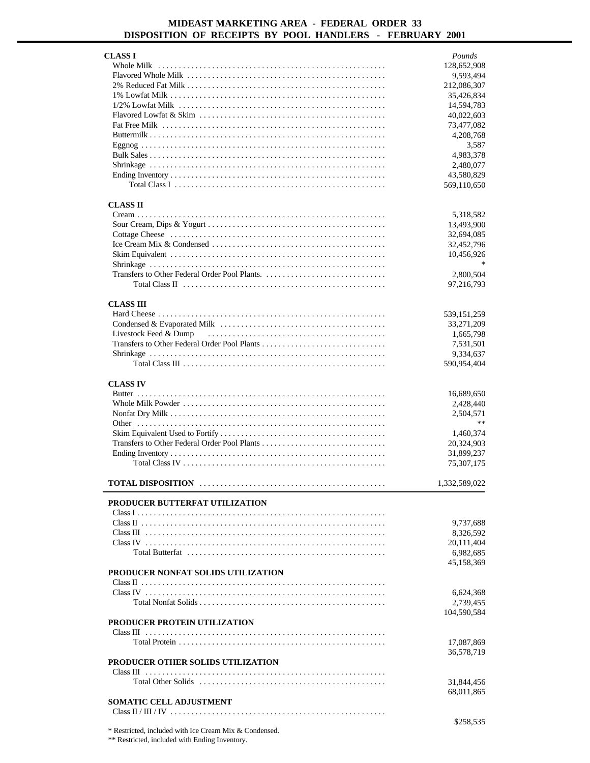# MIDEAST MARKETING AREA - FEDERAL ORDER 33
## DISPOSITION OF RECEIPTS BY POOL HANDLERS - FEBRUARY 2001

| | *Pounds* |
|---|---|
| **CLASS I** | |
| Whole Milk | 128,652,908 |
| Flavored Whole Milk | 9,593,494 |
| 2% Reduced Fat Milk | 212,086,307 |
| 1% Lowfat Milk | 35,426,834 |
| 1/2% Lowfat Milk | 14,594,783 |
| Flavored Lowfat & Skim | 40,022,603 |
| Fat Free Milk | 73,477,082 |
| Buttermilk | 4,208,768 |
| Eggnog | 3,587 |
| Bulk Sales | 4,983,378 |
| Shrinkage | 2,480,077 |
| Ending Inventory | 43,580,829 |
| Total Class I | 569,110,650 |
| **CLASS II** | |
| Cream | 5,318,582 |
| Sour Cream, Dips & Yogurt | 13,493,900 |
| Cottage Cheese | 32,694,085 |
| Ice Cream Mix & Condensed | 32,452,796 |
| Skim Equivalent | 10,456,926 |
| Shrinkage | * |
| Transfers to Other Federal Order Pool Plants. | 2,800,504 |
| Total Class II | 97,216,793 |
| **CLASS III** | |
| Hard Cheese | 539,151,259 |
| Condensed & Evaporated Milk | 33,271,209 |
| Livestock Feed & Dump | 1,665,798 |
| Transfers to Other Federal Order Pool Plants | 7,531,501 |
| Shrinkage | 9,334,637 |
| Total Class III | 590,954,404 |
| **CLASS IV** | |
| Butter | 16,689,650 |
| Whole Milk Powder | 2,428,440 |
| Nonfat Dry Milk | 2,504,571 |
| Other | ** |
| Skim Equivalent Used to Fortify | 1,460,374 |
| Transfers to Other Federal Order Pool Plants | 20,324,903 |
| Ending Inventory | 31,899,237 |
| Total Class IV | 75,307,175 |
| **TOTAL DISPOSITION** | 1,332,589,022 |

| | |
|---|---|
| **PRODUCER BUTTERFAT UTILIZATION** | |
| Class I | |
| Class II | 9,737,688 |
| Class III | 8,326,592 |
| Class IV | 20,111,404 |
| Total Butterfat | 6,982,685 |
| | 45,158,369 |
| **PRODUCER NONFAT SOLIDS UTILIZATION** | |
| Class II | |
| Class IV | 6,624,368 |
| Total Nonfat Solids | 2,739,455 |
| | 104,590,584 |
| **PRODUCER PROTEIN UTILIZATION** | |
| Class III | |
| Total Protein | 17,087,869 |
| | 36,578,719 |
| **PRODUCER OTHER SOLIDS UTILIZATION** | |
| Class III | |
| Total Other Solids | 31,844,456 |
| | 68,011,865 |
| **SOMATIC CELL ADJUSTMENT** | |
| Class II / III / IV | |
| | $258,535 |

\* Restricted, included with Ice Cream Mix & Condensed.

\** Restricted, included with Ending Inventory.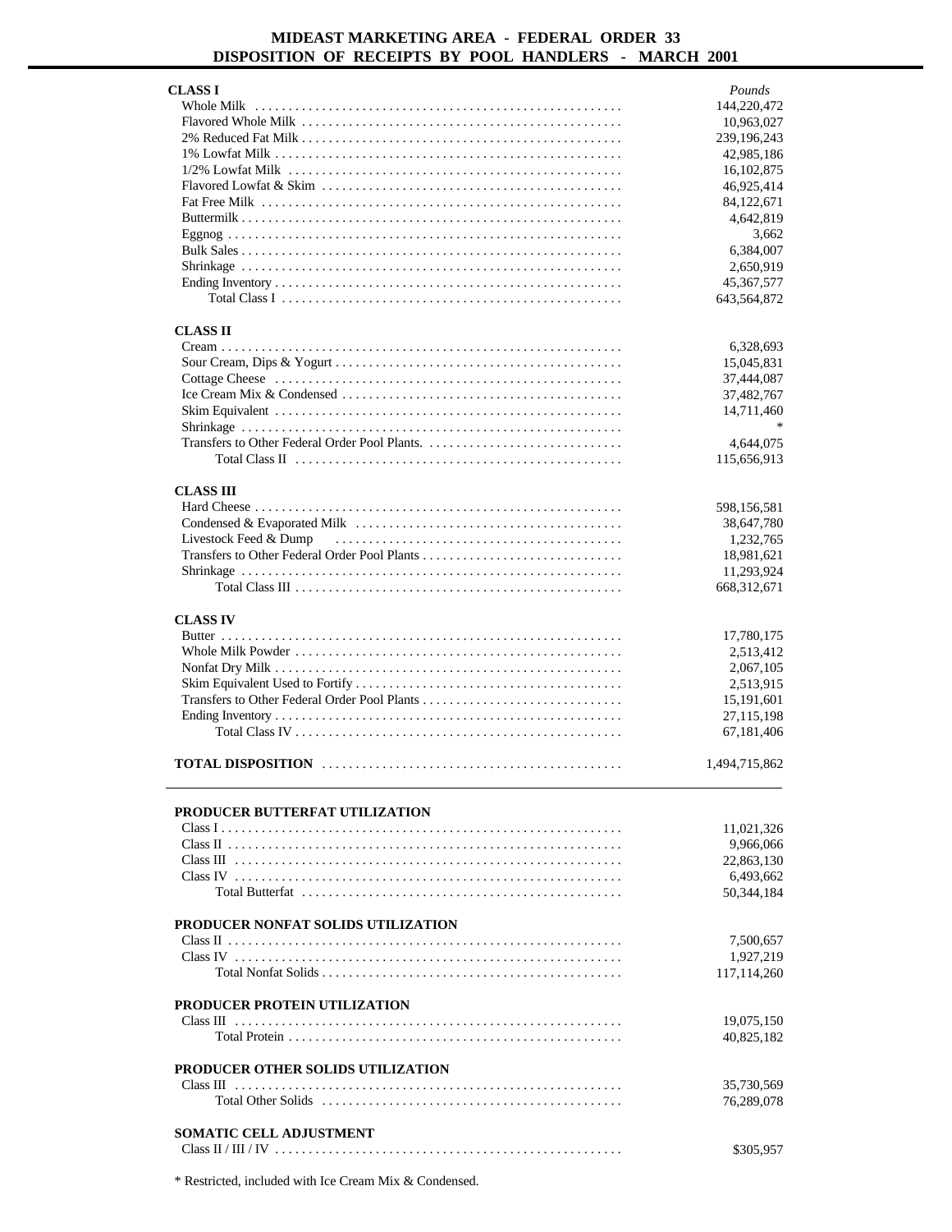# MIDEAST MARKETING AREA - FEDERAL ORDER 33
## DISPOSITION OF RECEIPTS BY POOL HANDLERS - MARCH 2001

| | Pounds |
|---|---|
| **CLASS I** | |
| Whole Milk | 144,220,472 |
| Flavored Whole Milk | 10,963,027 |
| 2% Reduced Fat Milk | 239,196,243 |
| 1% Lowfat Milk | 42,985,186 |
| 1/2% Lowfat Milk | 16,102,875 |
| Flavored Lowfat & Skim | 46,925,414 |
| Fat Free Milk | 84,122,671 |
| Buttermilk | 4,642,819 |
| Eggnog | 3,662 |
| Bulk Sales | 6,384,007 |
| Shrinkage | 2,650,919 |
| Ending Inventory | 45,367,577 |
| Total Class I | 643,564,872 |
| **CLASS II** | |
| Cream | 6,328,693 |
| Sour Cream, Dips & Yogurt | 15,045,831 |
| Cottage Cheese | 37,444,087 |
| Ice Cream Mix & Condensed | 37,482,767 |
| Skim Equivalent | 14,711,460 |
| Shrinkage | * |
| Transfers to Other Federal Order Pool Plants. | 4,644,075 |
| Total Class II | 115,656,913 |
| **CLASS III** | |
| Hard Cheese | 598,156,581 |
| Condensed & Evaporated Milk | 38,647,780 |
| Livestock Feed & Dump | 1,232,765 |
| Transfers to Other Federal Order Pool Plants | 18,981,621 |
| Shrinkage | 11,293,924 |
| Total Class III | 668,312,671 |
| **CLASS IV** | |
| Butter | 17,780,175 |
| Whole Milk Powder | 2,513,412 |
| Nonfat Dry Milk | 2,067,105 |
| Skim Equivalent Used to Fortify | 2,513,915 |
| Transfers to Other Federal Order Pool Plants | 15,191,601 |
| Ending Inventory | 27,115,198 |
| Total Class IV | 67,181,406 |
| **TOTAL DISPOSITION** | 1,494,715,862 |

| | |
|---|---|
| **PRODUCER BUTTERFAT UTILIZATION** | |
| Class I | 11,021,326 |
| Class II | 9,966,066 |
| Class III | 22,863,130 |
| Class IV | 6,493,662 |
| Total Butterfat | 50,344,184 |
| **PRODUCER NONFAT SOLIDS UTILIZATION** | |
| Class II | 7,500,657 |
| Class IV | 1,927,219 |
| Total Nonfat Solids | 117,114,260 |
| **PRODUCER PROTEIN UTILIZATION** | |
| Class III | 19,075,150 |
| Total Protein | 40,825,182 |
| **PRODUCER OTHER SOLIDS UTILIZATION** | |
| Class III | 35,730,569 |
| Total Other Solids | 76,289,078 |
| **SOMATIC CELL ADJUSTMENT** | |
| Class II / III / IV | $305,957 |

* Restricted, included with Ice Cream Mix & Condensed.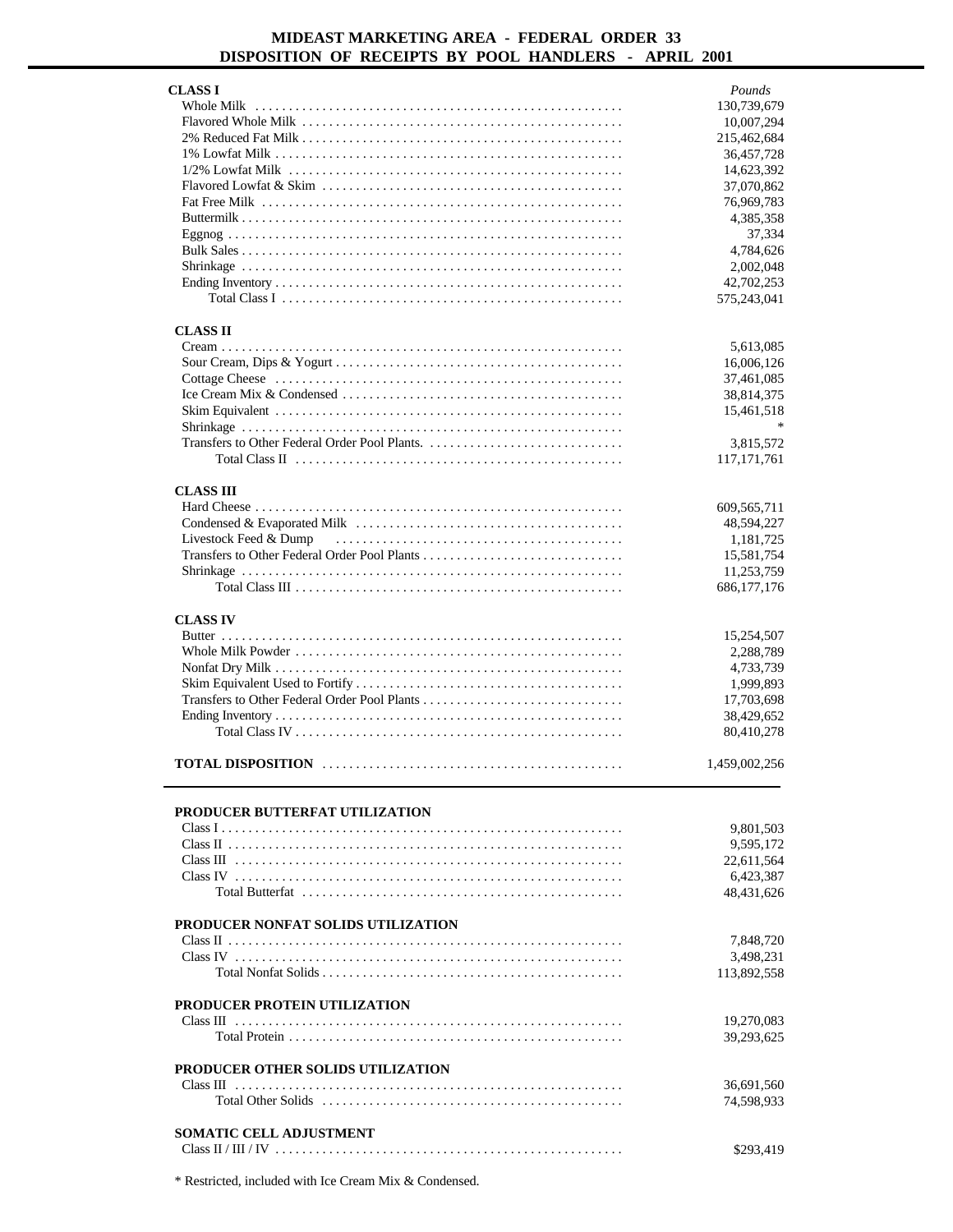# MIDEAST MARKETING AREA - FEDERAL ORDER 33
## DISPOSITION OF RECEIPTS BY POOL HANDLERS - APRIL 2001

| | *Pounds* |
|---|---|
| **CLASS I** | |
| Whole Milk | 130,739,679 |
| Flavored Whole Milk | 10,007,294 |
| 2% Reduced Fat Milk | 215,462,684 |
| 1% Lowfat Milk | 36,457,728 |
| 1/2% Lowfat Milk | 14,623,392 |
| Flavored Lowfat & Skim | 37,070,862 |
| Fat Free Milk | 76,969,783 |
| Buttermilk | 4,385,358 |
| Eggnog | 37,334 |
| Bulk Sales | 4,784,626 |
| Shrinkage | 2,002,048 |
| Ending Inventory | 42,702,253 |
| Total Class I | 575,243,041 |
| **CLASS II** | |
| Cream | 5,613,085 |
| Sour Cream, Dips & Yogurt | 16,006,126 |
| Cottage Cheese | 37,461,085 |
| Ice Cream Mix & Condensed | 38,814,375 |
| Skim Equivalent | 15,461,518 |
| Shrinkage | * |
| Transfers to Other Federal Order Pool Plants. | 3,815,572 |
| Total Class II | 117,171,761 |
| **CLASS III** | |
| Hard Cheese | 609,565,711 |
| Condensed & Evaporated Milk | 48,594,227 |
| Livestock Feed & Dump | 1,181,725 |
| Transfers to Other Federal Order Pool Plants | 15,581,754 |
| Shrinkage | 11,253,759 |
| Total Class III | 686,177,176 |
| **CLASS IV** | |
| Butter | 15,254,507 |
| Whole Milk Powder | 2,288,789 |
| Nonfat Dry Milk | 4,733,739 |
| Skim Equivalent Used to Fortify | 1,999,893 |
| Transfers to Other Federal Order Pool Plants | 17,703,698 |
| Ending Inventory | 38,429,652 |
| Total Class IV | 80,410,278 |
| **TOTAL DISPOSITION** | 1,459,002,256 |

| | |
|---|---|
| **PRODUCER BUTTERFAT UTILIZATION** | |
| Class I | 9,801,503 |
| Class II | 9,595,172 |
| Class III | 22,611,564 |
| Class IV | 6,423,387 |
| Total Butterfat | 48,431,626 |
| **PRODUCER NONFAT SOLIDS UTILIZATION** | |
| Class II | 7,848,720 |
| Class IV | 3,498,231 |
| Total Nonfat Solids | 113,892,558 |
| **PRODUCER PROTEIN UTILIZATION** | |
| Class III | 19,270,083 |
| Total Protein | 39,293,625 |
| **PRODUCER OTHER SOLIDS UTILIZATION** | |
| Class III | 36,691,560 |
| Total Other Solids | 74,598,933 |
| **SOMATIC CELL ADJUSTMENT** | |
| Class II / III / IV | $293,419 |

* Restricted, included with Ice Cream Mix & Condensed.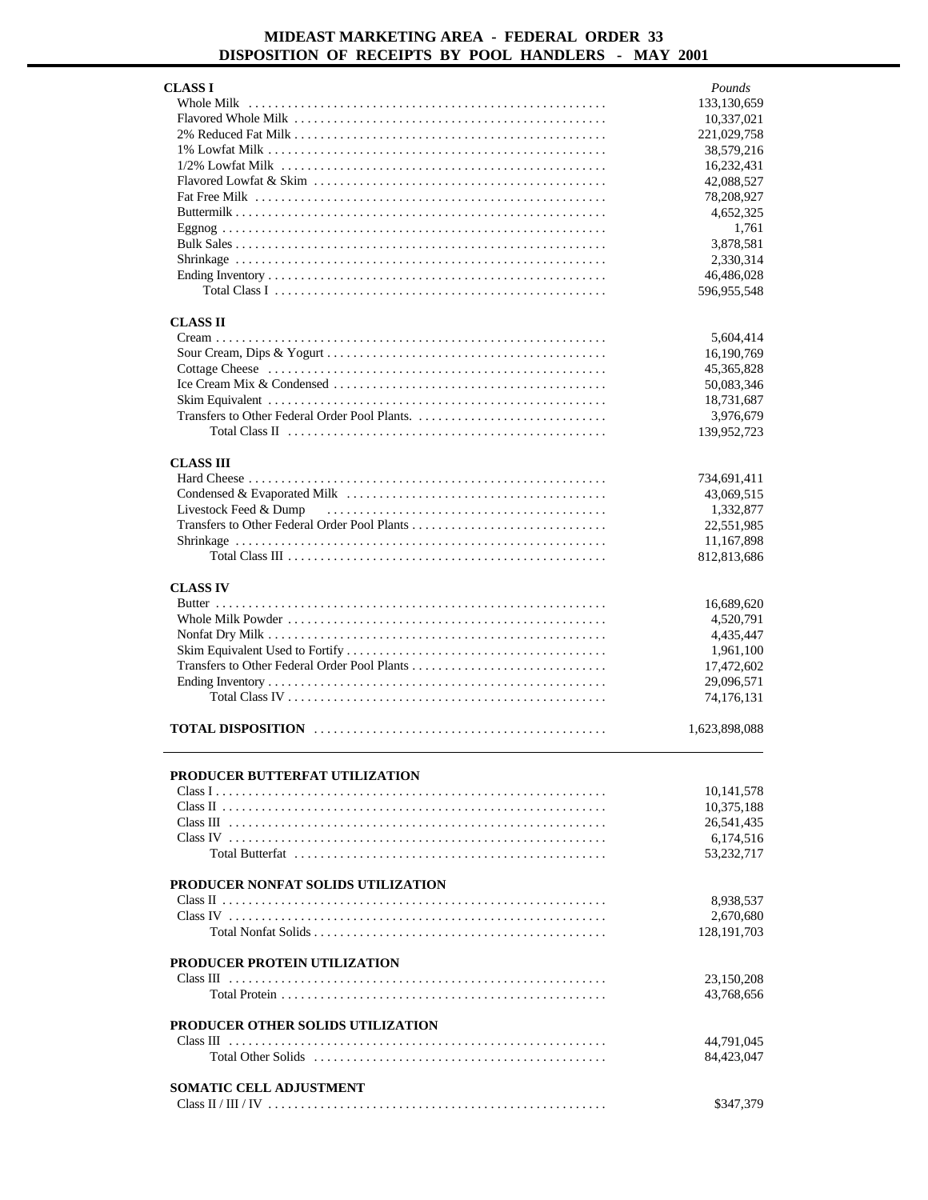# MIDEAST MARKETING AREA - FEDERAL ORDER 33
## DISPOSITION OF RECEIPTS BY POOL HANDLERS - MAY 2001

| | *Pounds* |
|---|---|
| **CLASS I** | |
| Whole Milk | 133,130,659 |
| Flavored Whole Milk | 10,337,021 |
| 2% Reduced Fat Milk | 221,029,758 |
| 1% Lowfat Milk | 38,579,216 |
| 1/2% Lowfat Milk | 16,232,431 |
| Flavored Lowfat & Skim | 42,088,527 |
| Fat Free Milk | 78,208,927 |
| Buttermilk | 4,652,325 |
| Eggnog | 1,761 |
| Bulk Sales | 3,878,581 |
| Shrinkage | 2,330,314 |
| Ending Inventory | 46,486,028 |
| Total Class I | 596,955,548 |
| **CLASS II** | |
| Cream | 5,604,414 |
| Sour Cream, Dips & Yogurt | 16,190,769 |
| Cottage Cheese | 45,365,828 |
| Ice Cream Mix & Condensed | 50,083,346 |
| Skim Equivalent | 18,731,687 |
| Transfers to Other Federal Order Pool Plants. | 3,976,679 |
| Total Class II | 139,952,723 |
| **CLASS III** | |
| Hard Cheese | 734,691,411 |
| Condensed & Evaporated Milk | 43,069,515 |
| Livestock Feed & Dump | 1,332,877 |
| Transfers to Other Federal Order Pool Plants | 22,551,985 |
| Shrinkage | 11,167,898 |
| Total Class III | 812,813,686 |
| **CLASS IV** | |
| Butter | 16,689,620 |
| Whole Milk Powder | 4,520,791 |
| Nonfat Dry Milk | 4,435,447 |
| Skim Equivalent Used to Fortify | 1,961,100 |
| Transfers to Other Federal Order Pool Plants | 17,472,602 |
| Ending Inventory | 29,096,571 |
| Total Class IV | 74,176,131 |
| **TOTAL DISPOSITION** | 1,623,898,088 |

| | |
|---|---|
| **PRODUCER BUTTERFAT UTILIZATION** | |
| Class I | 10,141,578 |
| Class II | 10,375,188 |
| Class III | 26,541,435 |
| Class IV | 6,174,516 |
| Total Butterfat | 53,232,717 |
| **PRODUCER NONFAT SOLIDS UTILIZATION** | |
| Class II | 8,938,537 |
| Class IV | 2,670,680 |
| Total Nonfat Solids | 128,191,703 |
| **PRODUCER PROTEIN UTILIZATION** | |
| Class III | 23,150,208 |
| Total Protein | 43,768,656 |
| **PRODUCER OTHER SOLIDS UTILIZATION** | |
| Class III | 44,791,045 |
| Total Other Solids | 84,423,047 |
| **SOMATIC CELL ADJUSTMENT** | |
| Class II / III / IV | $347,379 |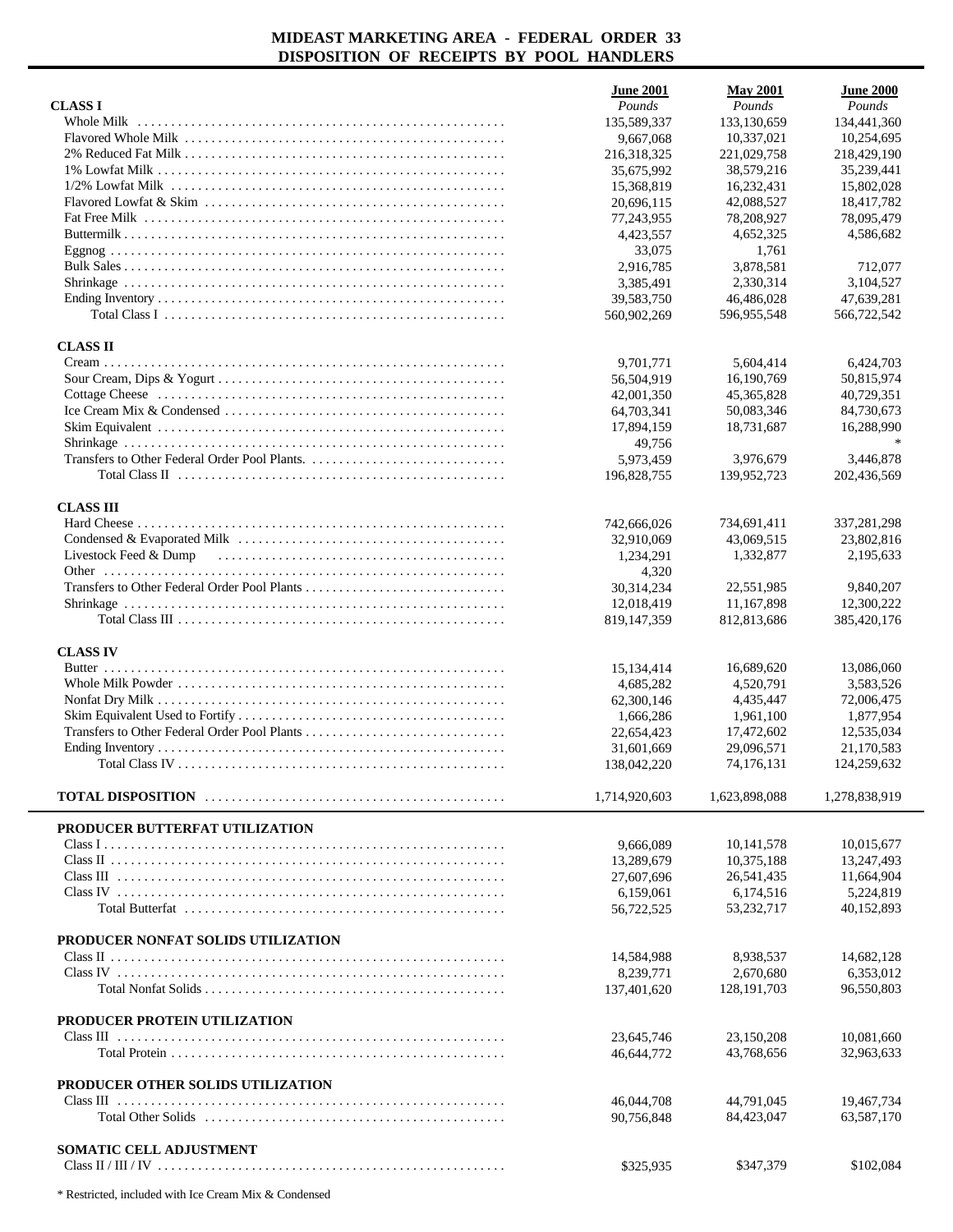# MIDEAST MARKETING AREA - FEDERAL ORDER 33
## DISPOSITION OF RECEIPTS BY POOL HANDLERS

| | June 2001 | May 2001 | June 2000 |
|---|---|---|---|
| **CLASS I** | *Pounds* | *Pounds* | *Pounds* |
| Whole Milk | 135,589,337 | 133,130,659 | 134,441,360 |
| Flavored Whole Milk | 9,667,068 | 10,337,021 | 10,254,695 |
| 2% Reduced Fat Milk | 216,318,325 | 221,029,758 | 218,429,190 |
| 1% Lowfat Milk | 35,675,992 | 38,579,216 | 35,239,441 |
| 1/2% Lowfat Milk | 15,368,819 | 16,232,431 | 15,802,028 |
| Flavored Lowfat & Skim | 20,696,115 | 42,088,527 | 18,417,782 |
| Fat Free Milk | 77,243,955 | 78,208,927 | 78,095,479 |
| Buttermilk | 4,423,557 | 4,652,325 | 4,586,682 |
| Eggnog | 33,075 | 1,761 | |
| Bulk Sales | 2,916,785 | 3,878,581 | 712,077 |
| Shrinkage | 3,385,491 | 2,330,314 | 3,104,527 |
| Ending Inventory | 39,583,750 | 46,486,028 | 47,639,281 |
| Total Class I | 560,902,269 | 596,955,548 | 566,722,542 |
| **CLASS II** | | | |
| Cream | 9,701,771 | 5,604,414 | 6,424,703 |
| Sour Cream, Dips & Yogurt | 56,504,919 | 16,190,769 | 50,815,974 |
| Cottage Cheese | 42,001,350 | 45,365,828 | 40,729,351 |
| Ice Cream Mix & Condensed | 64,703,341 | 50,083,346 | 84,730,673 |
| Skim Equivalent | 17,894,159 | 18,731,687 | 16,288,990 |
| Shrinkage | 49,756 | | * |
| Transfers to Other Federal Order Pool Plants. | 5,973,459 | 3,976,679 | 3,446,878 |
| Total Class II | 196,828,755 | 139,952,723 | 202,436,569 |
| **CLASS III** | | | |
| Hard Cheese | 742,666,026 | 734,691,411 | 337,281,298 |
| Condensed & Evaporated Milk | 32,910,069 | 43,069,515 | 23,802,816 |
| Livestock Feed & Dump | 1,234,291 | 1,332,877 | 2,195,633 |
| Other | 4,320 | | |
| Transfers to Other Federal Order Pool Plants | 30,314,234 | 22,551,985 | 9,840,207 |
| Shrinkage | 12,018,419 | 11,167,898 | 12,300,222 |
| Total Class III | 819,147,359 | 812,813,686 | 385,420,176 |
| **CLASS IV** | | | |
| Butter | 15,134,414 | 16,689,620 | 13,086,060 |
| Whole Milk Powder | 4,685,282 | 4,520,791 | 3,583,526 |
| Nonfat Dry Milk | 62,300,146 | 4,435,447 | 72,006,475 |
| Skim Equivalent Used to Fortify | 1,666,286 | 1,961,100 | 1,877,954 |
| Transfers to Other Federal Order Pool Plants | 22,654,423 | 17,472,602 | 12,535,034 |
| Ending Inventory | 31,601,669 | 29,096,571 | 21,170,583 |
| Total Class IV | 138,042,220 | 74,176,131 | 124,259,632 |
| **TOTAL DISPOSITION** | 1,714,920,603 | 1,623,898,088 | 1,278,838,919 |
| **PRODUCER BUTTERFAT UTILIZATION** | | | |
| Class I | 9,666,089 | 10,141,578 | 10,015,677 |
| Class II | 13,289,679 | 10,375,188 | 13,247,493 |
| Class III | 27,607,696 | 26,541,435 | 11,664,904 |
| Class IV | 6,159,061 | 6,174,516 | 5,224,819 |
| Total Butterfat | 56,722,525 | 53,232,717 | 40,152,893 |
| **PRODUCER NONFAT SOLIDS UTILIZATION** | | | |
| Class II | 14,584,988 | 8,938,537 | 14,682,128 |
| Class IV | 8,239,771 | 2,670,680 | 6,353,012 |
| Total Nonfat Solids | 137,401,620 | 128,191,703 | 96,550,803 |
| **PRODUCER PROTEIN UTILIZATION** | | | |
| Class III | 23,645,746 | 23,150,208 | 10,081,660 |
| Total Protein | 46,644,772 | 43,768,656 | 32,963,633 |
| **PRODUCER OTHER SOLIDS UTILIZATION** | | | |
| Class III | 46,044,708 | 44,791,045 | 19,467,734 |
| Total Other Solids | 90,756,848 | 84,423,047 | 63,587,170 |
| **SOMATIC CELL ADJUSTMENT** | | | |
| Class II / III / IV | $325,935 | $347,379 | $102,084 |

\* Restricted, included with Ice Cream Mix & Condensed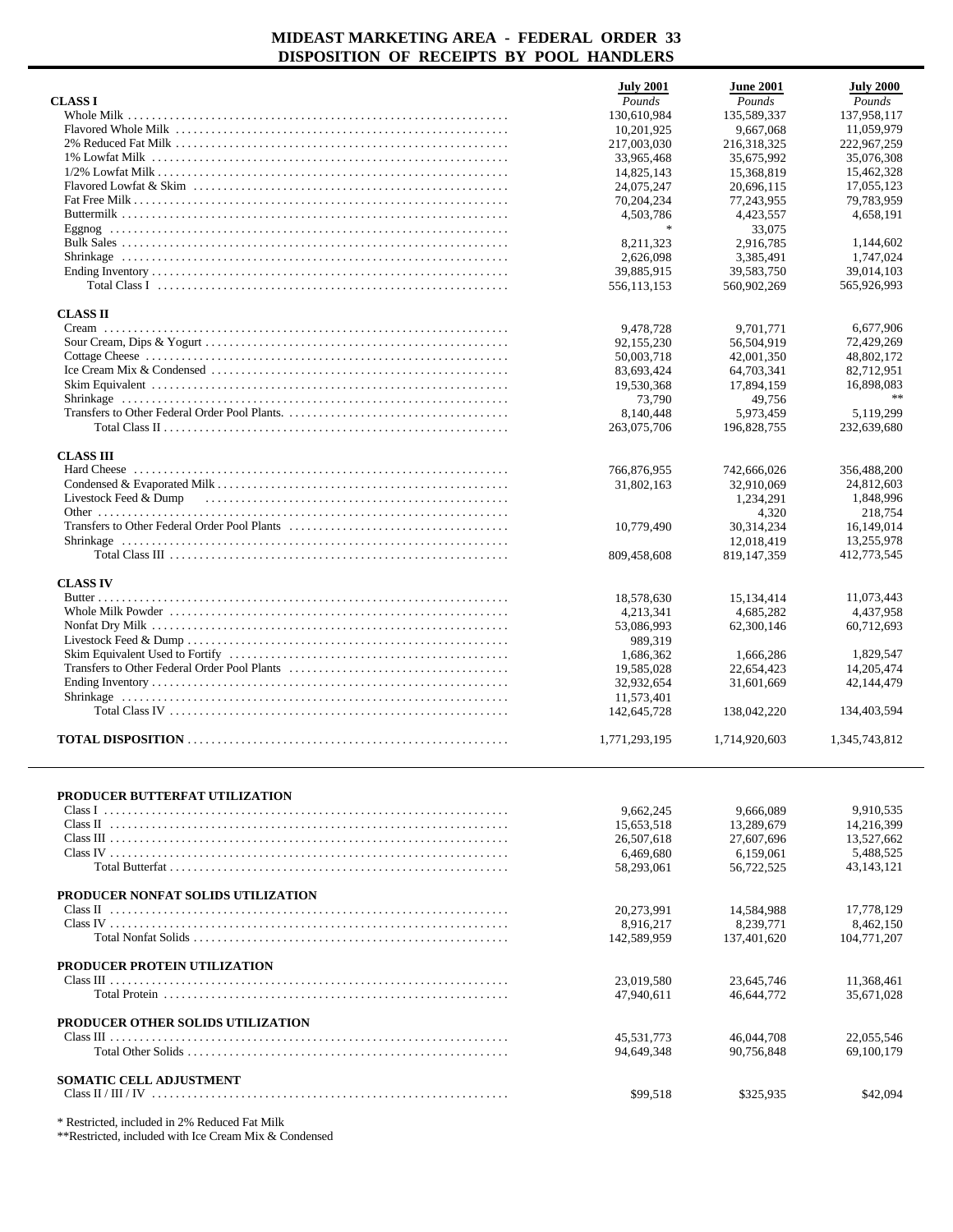# MIDEAST MARKETING AREA - FEDERAL ORDER 33
## DISPOSITION OF RECEIPTS BY POOL HANDLERS

| | July 2001 | June 2001 | July 2000 |
|---|---|---|---|
| | *Pounds* | *Pounds* | *Pounds* |
| **CLASS I** | | | |
| Whole Milk | 130,610,984 | 135,589,337 | 137,958,117 |
| Flavored Whole Milk | 10,201,925 | 9,667,068 | 11,059,979 |
| 2% Reduced Fat Milk | 217,003,030 | 216,318,325 | 222,967,259 |
| 1% Lowfat Milk | 33,965,468 | 35,675,992 | 35,076,308 |
| 1/2% Lowfat Milk | 14,825,143 | 15,368,819 | 15,462,328 |
| Flavored Lowfat & Skim | 24,075,247 | 20,696,115 | 17,055,123 |
| Fat Free Milk | 70,204,234 | 77,243,955 | 79,783,959 |
| Buttermilk | 4,503,786 | 4,423,557 | 4,658,191 |
| Eggnog | * | 33,075 | |
| Bulk Sales | 8,211,323 | 2,916,785 | 1,144,602 |
| Shrinkage | 2,626,098 | 3,385,491 | 1,747,024 |
| Ending Inventory | 39,885,915 | 39,583,750 | 39,014,103 |
| Total Class I | 556,113,153 | 560,902,269 | 565,926,993 |
| **CLASS II** | | | |
| Cream | 9,478,728 | 9,701,771 | 6,677,906 |
| Sour Cream, Dips & Yogurt | 92,155,230 | 56,504,919 | 72,429,269 |
| Cottage Cheese | 50,003,718 | 42,001,350 | 48,802,172 |
| Ice Cream Mix & Condensed | 83,693,424 | 64,703,341 | 82,712,951 |
| Skim Equivalent | 19,530,368 | 17,894,159 | 16,898,083 |
| Shrinkage | 73,790 | 49,756 | ** |
| Transfers to Other Federal Order Pool Plants. | 8,140,448 | 5,973,459 | 5,119,299 |
| Total Class II | 263,075,706 | 196,828,755 | 232,639,680 |
| **CLASS III** | | | |
| Hard Cheese | 766,876,955 | 742,666,026 | 356,488,200 |
| Condensed & Evaporated Milk | 31,802,163 | 32,910,069 | 24,812,603 |
| Livestock Feed & Dump | | 1,234,291 | 1,848,996 |
| Other | | 4,320 | 218,754 |
| Transfers to Other Federal Order Pool Plants | 10,779,490 | 30,314,234 | 16,149,014 |
| Shrinkage | | 12,018,419 | 13,255,978 |
| Total Class III | 809,458,608 | 819,147,359 | 412,773,545 |
| **CLASS IV** | | | |
| Butter | 18,578,630 | 15,134,414 | 11,073,443 |
| Whole Milk Powder | 4,213,341 | 4,685,282 | 4,437,958 |
| Nonfat Dry Milk | 53,086,993 | 62,300,146 | 60,712,693 |
| Livestock Feed & Dump | 989,319 | | |
| Skim Equivalent Used to Fortify | 1,686,362 | 1,666,286 | 1,829,547 |
| Transfers to Other Federal Order Pool Plants | 19,585,028 | 22,654,423 | 14,205,474 |
| Ending Inventory | 32,932,654 | 31,601,669 | 42,144,479 |
| Shrinkage | 11,573,401 | | |
| Total Class IV | 142,645,728 | 138,042,220 | 134,403,594 |
| **TOTAL DISPOSITION** | 1,771,293,195 | 1,714,920,603 | 1,345,743,812 |

| | July 2001 | June 2001 | July 2000 |
|---|---|---|---|
| **PRODUCER BUTTERFAT UTILIZATION** | | | |
| Class I | 9,662,245 | 9,666,089 | 9,910,535 |
| Class II | 15,653,518 | 13,289,679 | 14,216,399 |
| Class III | 26,507,618 | 27,607,696 | 13,527,662 |
| Class IV | 6,469,680 | 6,159,061 | 5,488,525 |
| Total Butterfat | 58,293,061 | 56,722,525 | 43,143,121 |
| **PRODUCER NONFAT SOLIDS UTILIZATION** | | | |
| Class II | 20,273,991 | 14,584,988 | 17,778,129 |
| Class IV | 8,916,217 | 8,239,771 | 8,462,150 |
| Total Nonfat Solids | 142,589,959 | 137,401,620 | 104,771,207 |
| **PRODUCER PROTEIN UTILIZATION** | | | |
| Class III | 23,019,580 | 23,645,746 | 11,368,461 |
| Total Protein | 47,940,611 | 46,644,772 | 35,671,028 |
| **PRODUCER OTHER SOLIDS UTILIZATION** | | | |
| Class III | 45,531,773 | 46,044,708 | 22,055,546 |
| Total Other Solids | 94,649,348 | 90,756,848 | 69,100,179 |
| **SOMATIC CELL ADJUSTMENT** | | | |
| Class II / III / IV | $99,518 | $325,935 | $42,094 |

\* Restricted, included in 2% Reduced Fat Milk
**Restricted, included with Ice Cream Mix & Condensed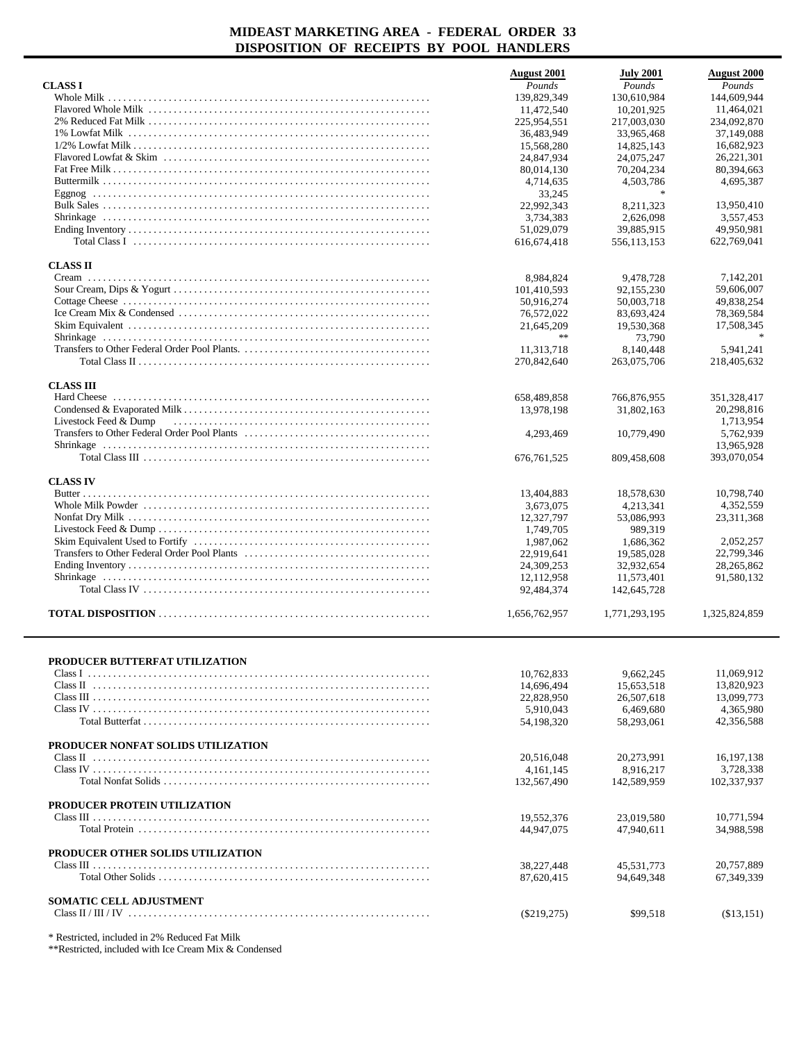# MIDEAST MARKETING AREA - FEDERAL ORDER 33
# DISPOSITION OF RECEIPTS BY POOL HANDLERS

| | August 2001 | July 2001 | August 2000 |
|---|---|---|---|
| | *Pounds* | *Pounds* | *Pounds* |
| **CLASS I** | | | |
| Whole Milk | 139,829,349 | 130,610,984 | 144,609,944 |
| Flavored Whole Milk | 11,472,540 | 10,201,925 | 11,464,021 |
| 2% Reduced Fat Milk | 225,954,551 | 217,003,030 | 234,092,870 |
| 1% Lowfat Milk | 36,483,949 | 33,965,468 | 37,149,088 |
| 1/2% Lowfat Milk | 15,568,280 | 14,825,143 | 16,682,923 |
| Flavored Lowfat & Skim | 24,847,934 | 24,075,247 | 26,221,301 |
| Fat Free Milk | 80,014,130 | 70,204,234 | 80,394,663 |
| Buttermilk | 4,714,635 | 4,503,786 | 4,695,387 |
| Eggnog | 33,245 | * | |
| Bulk Sales | 22,992,343 | 8,211,323 | 13,950,410 |
| Shrinkage | 3,734,383 | 2,626,098 | 3,557,453 |
| Ending Inventory | 51,029,079 | 39,885,915 | 49,950,981 |
| Total Class I | 616,674,418 | 556,113,153 | 622,769,041 |
| **CLASS II** | | | |
| Cream | 8,984,824 | 9,478,728 | 7,142,201 |
| Sour Cream, Dips & Yogurt | 101,410,593 | 92,155,230 | 59,606,007 |
| Cottage Cheese | 50,916,274 | 50,003,718 | 49,838,254 |
| Ice Cream Mix & Condensed | 76,572,022 | 83,693,424 | 78,369,584 |
| Skim Equivalent | 21,645,209 | 19,530,368 | 17,508,345 |
| Shrinkage | ** | 73,790 | * |
| Transfers to Other Federal Order Pool Plants. | 11,313,718 | 8,140,448 | 5,941,241 |
| Total Class II | 270,842,640 | 263,075,706 | 218,405,632 |
| **CLASS III** | | | |
| Hard Cheese | 658,489,858 | 766,876,955 | 351,328,417 |
| Condensed & Evaporated Milk | 13,978,198 | 31,802,163 | 20,298,816 |
| Livestock Feed & Dump | | | 1,713,954 |
| Transfers to Other Federal Order Pool Plants | 4,293,469 | 10,779,490 | 5,762,939 |
| Shrinkage | | | 13,965,928 |
| Total Class III | 676,761,525 | 809,458,608 | 393,070,054 |
| **CLASS IV** | | | |
| Butter | 13,404,883 | 18,578,630 | 10,798,740 |
| Whole Milk Powder | 3,673,075 | 4,213,341 | 4,352,559 |
| Nonfat Dry Milk | 12,327,797 | 53,086,993 | 23,311,368 |
| Livestock Feed & Dump | 1,749,705 | 989,319 | |
| Skim Equivalent Used to Fortify | 1,987,062 | 1,686,362 | 2,052,257 |
| Transfers to Other Federal Order Pool Plants | 22,919,641 | 19,585,028 | 22,799,346 |
| Ending Inventory | 24,309,253 | 32,932,654 | 28,265,862 |
| Shrinkage | 12,112,958 | 11,573,401 | 91,580,132 |
| Total Class IV | 92,484,374 | 142,645,728 | |
| **TOTAL DISPOSITION** | 1,656,762,957 | 1,771,293,195 | 1,325,824,859 |

| | August 2001 | July 2001 | August 2000 |
|---|---|---|---|
| **PRODUCER BUTTERFAT UTILIZATION** | | | |
| Class I | 10,762,833 | 9,662,245 | 11,069,912 |
| Class II | 14,696,494 | 15,653,518 | 13,820,923 |
| Class III | 22,828,950 | 26,507,618 | 13,099,773 |
| Class IV | 5,910,043 | 6,469,680 | 4,365,980 |
| Total Butterfat | 54,198,320 | 58,293,061 | 42,356,588 |
| **PRODUCER NONFAT SOLIDS UTILIZATION** | | | |
| Class II | 20,516,048 | 20,273,991 | 16,197,138 |
| Class IV | 4,161,145 | 8,916,217 | 3,728,338 |
| Total Nonfat Solids | 132,567,490 | 142,589,959 | 102,337,937 |
| **PRODUCER PROTEIN UTILIZATION** | | | |
| Class III | 19,552,376 | 23,019,580 | 10,771,594 |
| Total Protein | 44,947,075 | 47,940,611 | 34,988,598 |
| **PRODUCER OTHER SOLIDS UTILIZATION** | | | |
| Class III | 38,227,448 | 45,531,773 | 20,757,889 |
| Total Other Solids | 87,620,415 | 94,649,348 | 67,349,339 |
| **SOMATIC CELL ADJUSTMENT** | | | |
| Class II / III / IV | ($219,275) | $99,518 | ($13,151) |

* Restricted, included in 2% Reduced Fat Milk
**Restricted, included with Ice Cream Mix & Condensed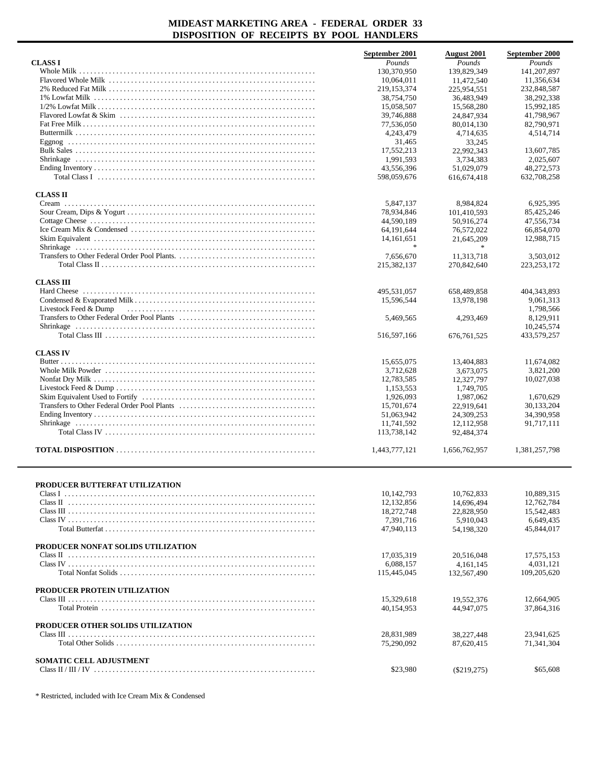# MIDEAST MARKETING AREA - FEDERAL ORDER 33
## DISPOSITION OF RECEIPTS BY POOL HANDLERS

| | September 2001 | August 2001 | September 2000 |
|---|---|---|---|
| | *Pounds* | *Pounds* | *Pounds* |
| **CLASS I** | | | |
| Whole Milk | 130,370,950 | 139,829,349 | 141,207,897 |
| Flavored Whole Milk | 10,064,011 | 11,472,540 | 11,356,634 |
| 2% Reduced Fat Milk | 219,153,374 | 225,954,551 | 232,848,587 |
| 1% Lowfat Milk | 38,754,750 | 36,483,949 | 38,292,338 |
| 1/2% Lowfat Milk | 15,058,507 | 15,568,280 | 15,992,185 |
| Flavored Lowfat & Skim | 39,746,888 | 24,847,934 | 41,798,967 |
| Fat Free Milk | 77,536,050 | 80,014,130 | 82,790,971 |
| Buttermilk | 4,243,479 | 4,714,635 | 4,514,714 |
| Eggnog | 31,465 | 33,245 | |
| Bulk Sales | 17,552,213 | 22,992,343 | 13,607,785 |
| Shrinkage | 1,991,593 | 3,734,383 | 2,025,607 |
| Ending Inventory | 43,556,396 | 51,029,079 | 48,272,573 |
| Total Class I | 598,059,676 | 616,674,418 | 632,708,258 |
| **CLASS II** | | | |
| Cream | 5,847,137 | 8,984,824 | 6,925,395 |
| Sour Cream, Dips & Yogurt | 78,934,846 | 101,410,593 | 85,425,246 |
| Cottage Cheese | 44,590,189 | 50,916,274 | 47,556,734 |
| Ice Cream Mix & Condensed | 64,191,644 | 76,572,022 | 66,854,070 |
| Skim Equivalent | 14,161,651 | 21,645,209 | 12,988,715 |
| Shrinkage | * | * | |
| Transfers to Other Federal Order Pool Plants. | 7,656,670 | 11,313,718 | 3,503,012 |
| Total Class II | 215,382,137 | 270,842,640 | 223,253,172 |
| **CLASS III** | | | |
| Hard Cheese | 495,531,057 | 658,489,858 | 404,343,893 |
| Condensed & Evaporated Milk | 15,596,544 | 13,978,198 | 9,061,313 |
| Livestock Feed & Dump | | | 1,798,566 |
| Transfers to Other Federal Order Pool Plants | 5,469,565 | 4,293,469 | 8,129,911 |
| Shrinkage | | | 10,245,574 |
| Total Class III | 516,597,166 | 676,761,525 | 433,579,257 |
| **CLASS IV** | | | |
| Butter | 15,655,075 | 13,404,883 | 11,674,082 |
| Whole Milk Powder | 3,712,628 | 3,673,075 | 3,821,200 |
| Nonfat Dry Milk | 12,783,585 | 12,327,797 | 10,027,038 |
| Livestock Feed & Dump | 1,153,553 | 1,749,705 | |
| Skim Equivalent Used to Fortify | 1,926,093 | 1,987,062 | 1,670,629 |
| Transfers to Other Federal Order Pool Plants | 15,701,674 | 22,919,641 | 30,133,204 |
| Ending Inventory | 51,063,942 | 24,309,253 | 34,390,958 |
| Shrinkage | 11,741,592 | 12,112,958 | 91,717,111 |
| Total Class IV | 113,738,142 | 92,484,374 | |
| **TOTAL DISPOSITION** | 1,443,777,121 | 1,656,762,957 | 1,381,257,798 |

| | September 2001 | August 2001 | September 2000 |
|---|---|---|---|
| **PRODUCER BUTTERFAT UTILIZATION** | | | |
| Class I | 10,142,793 | 10,762,833 | 10,889,315 |
| Class II | 12,132,856 | 14,696,494 | 12,762,784 |
| Class III | 18,272,748 | 22,828,950 | 15,542,483 |
| Class IV | 7,391,716 | 5,910,043 | 6,649,435 |
| Total Butterfat | 47,940,113 | 54,198,320 | 45,844,017 |
| **PRODUCER NONFAT SOLIDS UTILIZATION** | | | |
| Class II | 17,035,319 | 20,516,048 | 17,575,153 |
| Class IV | 6,088,157 | 4,161,145 | 4,031,121 |
| Total Nonfat Solids | 115,445,045 | 132,567,490 | 109,205,620 |
| **PRODUCER PROTEIN UTILIZATION** | | | |
| Class III | 15,329,618 | 19,552,376 | 12,664,905 |
| Total Protein | 40,154,953 | 44,947,075 | 37,864,316 |
| **PRODUCER OTHER SOLIDS UTILIZATION** | | | |
| Class III | 28,831,989 | 38,227,448 | 23,941,625 |
| Total Other Solids | 75,290,092 | 87,620,415 | 71,341,304 |
| **SOMATIC CELL ADJUSTMENT** | | | |
| Class II / III / IV | $23,980 | ($219,275) | $65,608 |

\* Restricted, included with Ice Cream Mix & Condensed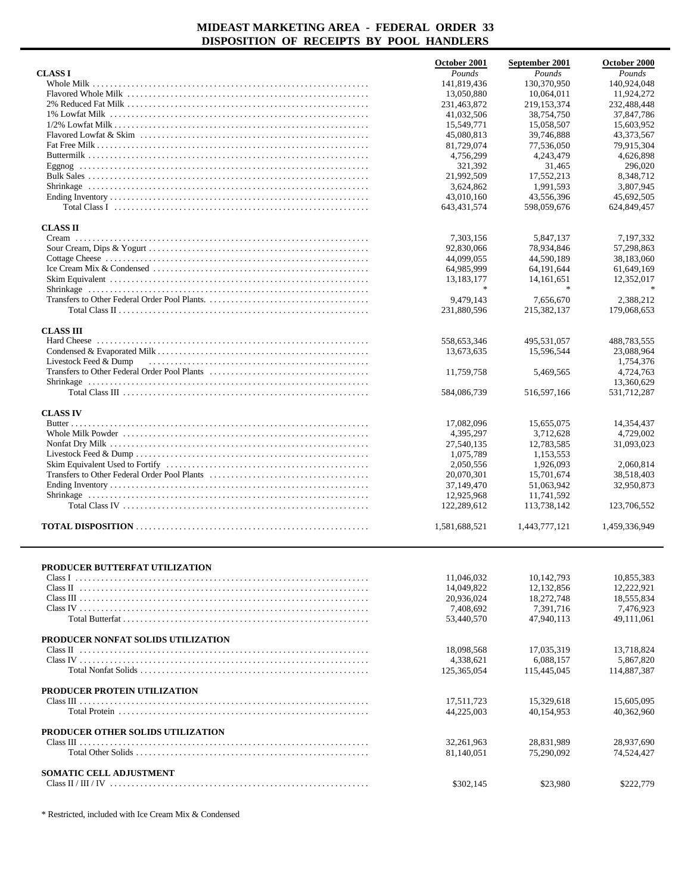# MIDEAST MARKETING AREA - FEDERAL ORDER 33
## DISPOSITION OF RECEIPTS BY POOL HANDLERS

| | October 2001 | September 2001 | October 2000 |
|---|---|---|---|
| | *Pounds* | *Pounds* | *Pounds* |
| **CLASS I** | | | |
| Whole Milk | 141,819,436 | 130,370,950 | 140,924,048 |
| Flavored Whole Milk | 13,050,880 | 10,064,011 | 11,924,272 |
| 2% Reduced Fat Milk | 231,463,872 | 219,153,374 | 232,488,448 |
| 1% Lowfat Milk | 41,032,506 | 38,754,750 | 37,847,786 |
| 1/2% Lowfat Milk | 15,549,771 | 15,058,507 | 15,603,952 |
| Flavored Lowfat & Skim | 45,080,813 | 39,746,888 | 43,373,567 |
| Fat Free Milk | 81,729,074 | 77,536,050 | 79,915,304 |
| Buttermilk | 4,756,299 | 4,243,479 | 4,626,898 |
| Eggnog | 321,392 | 31,465 | 296,020 |
| Bulk Sales | 21,992,509 | 17,552,213 | 8,348,712 |
| Shrinkage | 3,624,862 | 1,991,593 | 3,807,945 |
| Ending Inventory | 43,010,160 | 43,556,396 | 45,692,505 |
| Total Class I | 643,431,574 | 598,059,676 | 624,849,457 |
| **CLASS II** | | | |
| Cream | 7,303,156 | 5,847,137 | 7,197,332 |
| Sour Cream, Dips & Yogurt | 92,830,066 | 78,934,846 | 57,298,863 |
| Cottage Cheese | 44,099,055 | 44,590,189 | 38,183,060 |
| Ice Cream Mix & Condensed | 64,985,999 | 64,191,644 | 61,649,169 |
| Skim Equivalent | 13,183,177 | 14,161,651 | 12,352,017 |
| Shrinkage | * | * | * |
| Transfers to Other Federal Order Pool Plants. | 9,479,143 | 7,656,670 | 2,388,212 |
| Total Class II | 231,880,596 | 215,382,137 | 179,068,653 |
| **CLASS III** | | | |
| Hard Cheese | 558,653,346 | 495,531,057 | 488,783,555 |
| Condensed & Evaporated Milk | 13,673,635 | 15,596,544 | 23,088,964 |
| Livestock Feed & Dump | | | 1,754,376 |
| Transfers to Other Federal Order Pool Plants | 11,759,758 | 5,469,565 | 4,724,763 |
| Shrinkage | | | 13,360,629 |
| Total Class III | 584,086,739 | 516,597,166 | 531,712,287 |
| **CLASS IV** | | | |
| Butter | 17,082,096 | 15,655,075 | 14,354,437 |
| Whole Milk Powder | 4,395,297 | 3,712,628 | 4,729,002 |
| Nonfat Dry Milk | 27,540,135 | 12,783,585 | 31,093,023 |
| Livestock Feed & Dump | 1,075,789 | 1,153,553 | |
| Skim Equivalent Used to Fortify | 2,050,556 | 1,926,093 | 2,060,814 |
| Transfers to Other Federal Order Pool Plants | 20,070,301 | 15,701,674 | 38,518,403 |
| Ending Inventory | 37,149,470 | 51,063,942 | 32,950,873 |
| Shrinkage | 12,925,968 | 11,741,592 | |
| Total Class IV | 122,289,612 | 113,738,142 | 123,706,552 |
| **TOTAL DISPOSITION** | 1,581,688,521 | 1,443,777,121 | 1,459,336,949 |

| | October 2001 | September 2001 | October 2000 |
|---|---|---|---|
| **PRODUCER BUTTERFAT UTILIZATION** | | | |
| Class I | 11,046,032 | 10,142,793 | 10,855,383 |
| Class II | 14,049,822 | 12,132,856 | 12,222,921 |
| Class III | 20,936,024 | 18,272,748 | 18,555,834 |
| Class IV | 7,408,692 | 7,391,716 | 7,476,923 |
| Total Butterfat | 53,440,570 | 47,940,113 | 49,111,061 |
| **PRODUCER NONFAT SOLIDS UTILIZATION** | | | |
| Class II | 18,098,568 | 17,035,319 | 13,718,824 |
| Class IV | 4,338,621 | 6,088,157 | 5,867,820 |
| Total Nonfat Solids | 125,365,054 | 115,445,045 | 114,887,387 |
| **PRODUCER PROTEIN UTILIZATION** | | | |
| Class III | 17,511,723 | 15,329,618 | 15,605,095 |
| Total Protein | 44,225,003 | 40,154,953 | 40,362,960 |
| **PRODUCER OTHER SOLIDS UTILIZATION** | | | |
| Class III | 32,261,963 | 28,831,989 | 28,937,690 |
| Total Other Solids | 81,140,051 | 75,290,092 | 74,524,427 |
| **SOMATIC CELL ADJUSTMENT** | | | |
| Class II / III / IV | $302,145 | $23,980 | $222,779 |

* Restricted, included with Ice Cream Mix & Condensed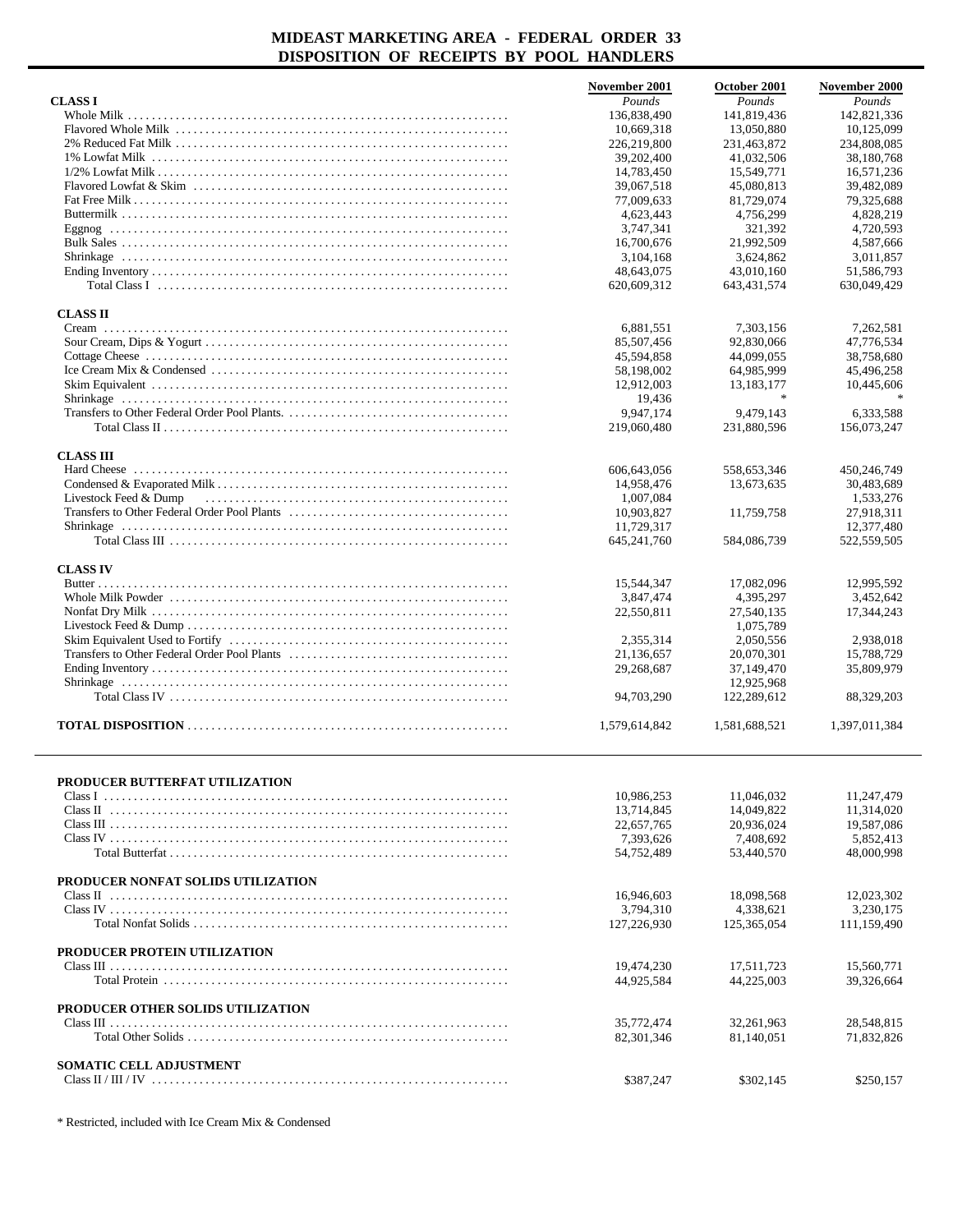# MIDEAST MARKETING AREA - FEDERAL ORDER 33
## DISPOSITION OF RECEIPTS BY POOL HANDLERS

| | November 2001 | October 2001 | November 2000 |
|---|---|---|---|
| | *Pounds* | *Pounds* | *Pounds* |
| **CLASS I** | | | |
| Whole Milk | 136,838,490 | 141,819,436 | 142,821,336 |
| Flavored Whole Milk | 10,669,318 | 13,050,880 | 10,125,099 |
| 2% Reduced Fat Milk | 226,219,800 | 231,463,872 | 234,808,085 |
| 1% Lowfat Milk | 39,202,400 | 41,032,506 | 38,180,768 |
| 1/2% Lowfat Milk | 14,783,450 | 15,549,771 | 16,571,236 |
| Flavored Lowfat & Skim | 39,067,518 | 45,080,813 | 39,482,089 |
| Fat Free Milk | 77,009,633 | 81,729,074 | 79,325,688 |
| Buttermilk | 4,623,443 | 4,756,299 | 4,828,219 |
| Eggnog | 3,747,341 | 321,392 | 4,720,593 |
| Bulk Sales | 16,700,676 | 21,992,509 | 4,587,666 |
| Shrinkage | 3,104,168 | 3,624,862 | 3,011,857 |
| Ending Inventory | 48,643,075 | 43,010,160 | 51,586,793 |
| Total Class I | 620,609,312 | 643,431,574 | 630,049,429 |
| **CLASS II** | | | |
| Cream | 6,881,551 | 7,303,156 | 7,262,581 |
| Sour Cream, Dips & Yogurt | 85,507,456 | 92,830,066 | 47,776,534 |
| Cottage Cheese | 45,594,858 | 44,099,055 | 38,758,680 |
| Ice Cream Mix & Condensed | 58,198,002 | 64,985,999 | 45,496,258 |
| Skim Equivalent | 12,912,003 | 13,183,177 | 10,445,606 |
| Shrinkage | 19,436 | * | * |
| Transfers to Other Federal Order Pool Plants. | 9,947,174 | 9,479,143 | 6,333,588 |
| Total Class II | 219,060,480 | 231,880,596 | 156,073,247 |
| **CLASS III** | | | |
| Hard Cheese | 606,643,056 | 558,653,346 | 450,246,749 |
| Condensed & Evaporated Milk | 14,958,476 | 13,673,635 | 30,483,689 |
| Livestock Feed & Dump | 1,007,084 | | 1,533,276 |
| Transfers to Other Federal Order Pool Plants | 10,903,827 | 11,759,758 | 27,918,311 |
| Shrinkage | 11,729,317 | | 12,377,480 |
| Total Class III | 645,241,760 | 584,086,739 | 522,559,505 |
| **CLASS IV** | | | |
| Butter | 15,544,347 | 17,082,096 | 12,995,592 |
| Whole Milk Powder | 3,847,474 | 4,395,297 | 3,452,642 |
| Nonfat Dry Milk | 22,550,811 | 27,540,135 | 17,344,243 |
| Livestock Feed & Dump | | 1,075,789 | |
| Skim Equivalent Used to Fortify | 2,355,314 | 2,050,556 | 2,938,018 |
| Transfers to Other Federal Order Pool Plants | 21,136,657 | 20,070,301 | 15,788,729 |
| Ending Inventory | 29,268,687 | 37,149,470 | 35,809,979 |
| Shrinkage | | 12,925,968 | |
| Total Class IV | 94,703,290 | 122,289,612 | 88,329,203 |
| **TOTAL DISPOSITION** | 1,579,614,842 | 1,581,688,521 | 1,397,011,384 |

| | November 2001 | October 2001 | November 2000 |
|---|---|---|---|
| **PRODUCER BUTTERFAT UTILIZATION** | | | |
| Class I | 10,986,253 | 11,046,032 | 11,247,479 |
| Class II | 13,714,845 | 14,049,822 | 11,314,020 |
| Class III | 22,657,765 | 20,936,024 | 19,587,086 |
| Class IV | 7,393,626 | 7,408,692 | 5,852,413 |
| Total Butterfat | 54,752,489 | 53,440,570 | 48,000,998 |
| **PRODUCER NONFAT SOLIDS UTILIZATION** | | | |
| Class II | 16,946,603 | 18,098,568 | 12,023,302 |
| Class IV | 3,794,310 | 4,338,621 | 3,230,175 |
| Total Nonfat Solids | 127,226,930 | 125,365,054 | 111,159,490 |
| **PRODUCER PROTEIN UTILIZATION** | | | |
| Class III | 19,474,230 | 17,511,723 | 15,560,771 |
| Total Protein | 44,925,584 | 44,225,003 | 39,326,664 |
| **PRODUCER OTHER SOLIDS UTILIZATION** | | | |
| Class III | 35,772,474 | 32,261,963 | 28,548,815 |
| Total Other Solids | 82,301,346 | 81,140,051 | 71,832,826 |
| **SOMATIC CELL ADJUSTMENT** | | | |
| Class II / III / IV | $387,247 | $302,145 | $250,157 |

* Restricted, included with Ice Cream Mix & Condensed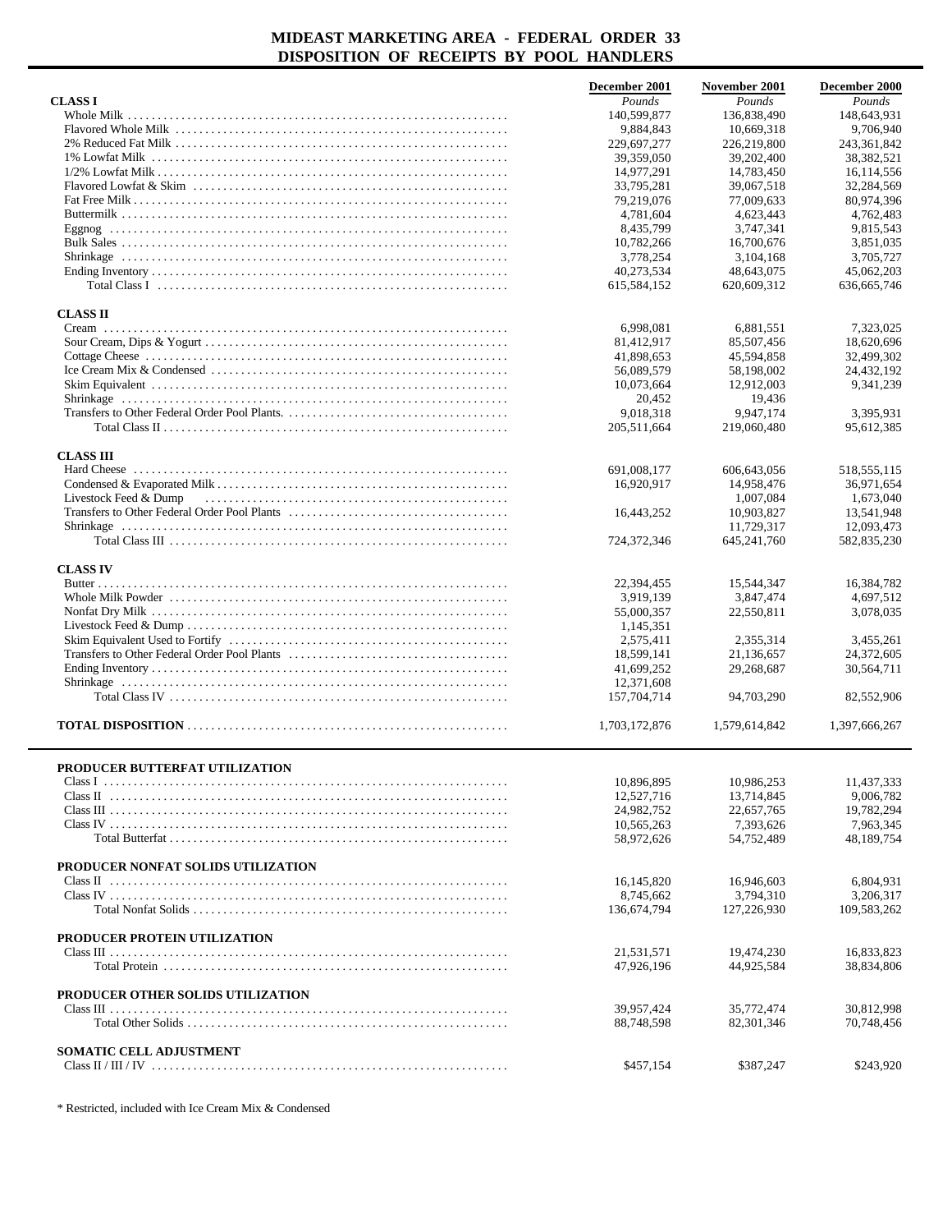**MIDEAST MARKETING AREA - FEDERAL ORDER 33**
**DISPOSITION OF RECEIPTS BY POOL HANDLERS**

| | December 2001 | November 2001 | December 2000 |
|---|---|---|---|
| | *Pounds* | *Pounds* | *Pounds* |
| **CLASS I** | | | |
| Whole Milk | 140,599,877 | 136,838,490 | 148,643,931 |
| Flavored Whole Milk | 9,884,843 | 10,669,318 | 9,706,940 |
| 2% Reduced Fat Milk | 229,697,277 | 226,219,800 | 243,361,842 |
| 1% Lowfat Milk | 39,359,050 | 39,202,400 | 38,382,521 |
| 1/2% Lowfat Milk | 14,977,291 | 14,783,450 | 16,114,556 |
| Flavored Lowfat & Skim | 33,795,281 | 39,067,518 | 32,284,569 |
| Fat Free Milk | 79,219,076 | 77,009,633 | 80,974,396 |
| Buttermilk | 4,781,604 | 4,623,443 | 4,762,483 |
| Eggnog | 8,435,799 | 3,747,341 | 9,815,543 |
| Bulk Sales | 10,782,266 | 16,700,676 | 3,851,035 |
| Shrinkage | 3,778,254 | 3,104,168 | 3,705,727 |
| Ending Inventory | 40,273,534 | 48,643,075 | 45,062,203 |
| Total Class I | 615,584,152 | 620,609,312 | 636,665,746 |
| **CLASS II** | | | |
| Cream | 6,998,081 | 6,881,551 | 7,323,025 |
| Sour Cream, Dips & Yogurt | 81,412,917 | 85,507,456 | 18,620,696 |
| Cottage Cheese | 41,898,653 | 45,594,858 | 32,499,302 |
| Ice Cream Mix & Condensed | 56,089,579 | 58,198,002 | 24,432,192 |
| Skim Equivalent | 10,073,664 | 12,912,003 | 9,341,239 |
| Shrinkage | 20,452 | 19,436 | |
| Transfers to Other Federal Order Pool Plants. | 9,018,318 | 9,947,174 | 3,395,931 |
| Total Class II | 205,511,664 | 219,060,480 | 95,612,385 |
| **CLASS III** | | | |
| Hard Cheese | 691,008,177 | 606,643,056 | 518,555,115 |
| Condensed & Evaporated Milk | 16,920,917 | 14,958,476 | 36,971,654 |
| Livestock Feed & Dump | | 1,007,084 | 1,673,040 |
| Transfers to Other Federal Order Pool Plants | 16,443,252 | 10,903,827 | 13,541,948 |
| Shrinkage | | 11,729,317 | 12,093,473 |
| Total Class III | 724,372,346 | 645,241,760 | 582,835,230 |
| **CLASS IV** | | | |
| Butter | 22,394,455 | 15,544,347 | 16,384,782 |
| Whole Milk Powder | 3,919,139 | 3,847,474 | 4,697,512 |
| Nonfat Dry Milk | 55,000,357 | 22,550,811 | 3,078,035 |
| Livestock Feed & Dump | 1,145,351 | | |
| Skim Equivalent Used to Fortify | 2,575,411 | 2,355,314 | 3,455,261 |
| Transfers to Other Federal Order Pool Plants | 18,599,141 | 21,136,657 | 24,372,605 |
| Ending Inventory | 41,699,252 | 29,268,687 | 30,564,711 |
| Shrinkage | 12,371,608 | | |
| Total Class IV | 157,704,714 | 94,703,290 | 82,552,906 |
| **TOTAL DISPOSITION** | 1,703,172,876 | 1,579,614,842 | 1,397,666,267 |

| | December 2001 | November 2001 | December 2000 |
|---|---|---|---|
| **PRODUCER BUTTERFAT UTILIZATION** | | | |
| Class I | 10,896,895 | 10,986,253 | 11,437,333 |
| Class II | 12,527,716 | 13,714,845 | 9,006,782 |
| Class III | 24,982,752 | 22,657,765 | 19,782,294 |
| Class IV | 10,565,263 | 7,393,626 | 7,963,345 |
| Total Butterfat | 58,972,626 | 54,752,489 | 48,189,754 |
| **PRODUCER NONFAT SOLIDS UTILIZATION** | | | |
| Class II | 16,145,820 | 16,946,603 | 6,804,931 |
| Class IV | 8,745,662 | 3,794,310 | 3,206,317 |
| Total Nonfat Solids | 136,674,794 | 127,226,930 | 109,583,262 |
| **PRODUCER PROTEIN UTILIZATION** | | | |
| Class III | 21,531,571 | 19,474,230 | 16,833,823 |
| Total Protein | 47,926,196 | 44,925,584 | 38,834,806 |
| **PRODUCER OTHER SOLIDS UTILIZATION** | | | |
| Class III | 39,957,424 | 35,772,474 | 30,812,998 |
| Total Other Solids | 88,748,598 | 82,301,346 | 70,748,456 |
| **SOMATIC CELL ADJUSTMENT** | | | |
| Class II / III / IV | $457,154 | $387,247 | $243,920 |

* Restricted, included with Ice Cream Mix & Condensed